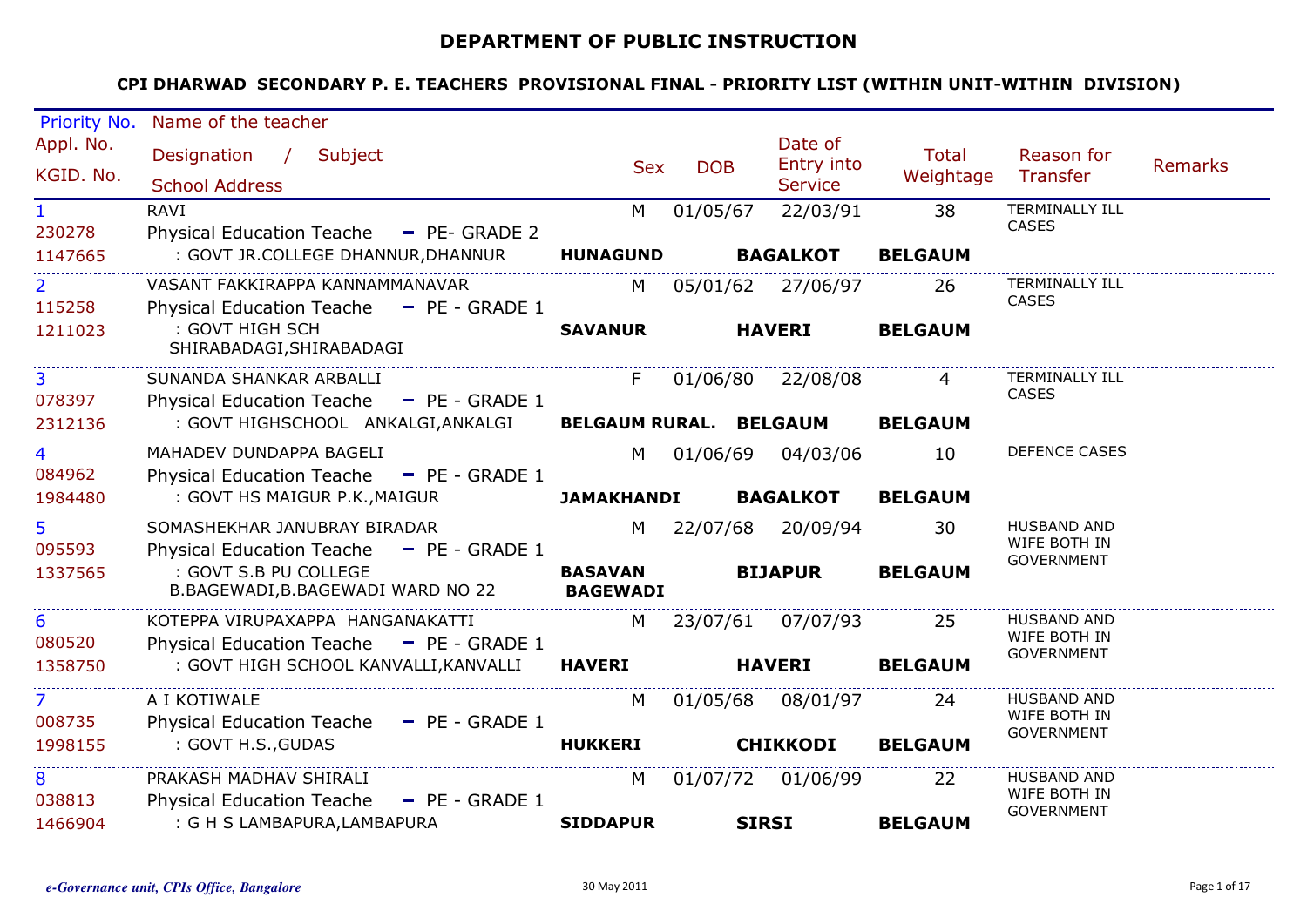# DEPARTMENT OF PUBLIC INSTRUCTION

## CPI DHARWAD SECONDARY P. E. TEACHERS PROVISIONAL FINAL - PRIORITY LIST (WITHIN UNIT-WITHIN DIVISION)

| Priority No. / Appl. No. / KGID. No. | Name of the teacher / Designation / Subject / School Address | Sex | DOB | Date of Entry into Service | Total Weightage | Reason for Transfer | Remarks |
|---|---|---|---|---|---|---|---|
| 1 / 230278 / 1147665 | RAVI / Physical Education Teache - PE- GRADE 2 / : GOVT JR.COLLEGE DHANNUR,DHANNUR / **HUNAGUND** **BAGALKOT** **BELGAUM** | M | 01/05/67 | 22/03/91 | 38 | TERMINALLY ILL CASES | |
| 2 / 115258 / 1211023 | VASANT FAKKIRAPPA KANNAMMANAVAR / Physical Education Teache - PE - GRADE 1 / : GOVT HIGH SCH SHIRABADAGI,SHIRABADAGI / **SAVANUR** **HAVERI** **BELGAUM** | M | 05/01/62 | 27/06/97 | 26 | TERMINALLY ILL CASES | |
| 3 / 078397 / 2312136 | SUNANDA SHANKAR ARBALLI / Physical Education Teache - PE - GRADE 1 / : GOVT HIGHSCHOOL ANKALGI,ANKALGI / **BELGAUM RURAL.** **BELGAUM** **BELGAUM** | F | 01/06/80 | 22/08/08 | 4 | TERMINALLY ILL CASES | |
| 4 / 084962 / 1984480 | MAHADEV DUNDAPPA BAGELI / Physical Education Teache - PE - GRADE 1 / : GOVT HS MAIGUR P.K.,MAIGUR / **JAMAKHANDI** **BAGALKOT** **BELGAUM** | M | 01/06/69 | 04/03/06 | 10 | DEFENCE CASES | |
| 5 / 095593 / 1337565 | SOMASHEKHAR JANUBRAY BIRADAR / Physical Education Teache - PE - GRADE 1 / : GOVT S.B PU COLLEGE B.BAGEWADI,B.BAGEWADI WARD NO 22 / **BASAVAN BAGEWADI** **BIJAPUR** **BELGAUM** | M | 22/07/68 | 20/09/94 | 30 | HUSBAND AND WIFE BOTH IN GOVERNMENT | |
| 6 / 080520 / 1358750 | KOTEPPA VIRUPAXAPPA HANGANAKATTI / Physical Education Teache - PE - GRADE 1 / : GOVT HIGH SCHOOL KANVALLI,KANVALLI / **HAVERI** **HAVERI** **BELGAUM** | M | 23/07/61 | 07/07/93 | 25 | HUSBAND AND WIFE BOTH IN GOVERNMENT | |
| 7 / 008735 / 1998155 | A I KOTIWALE / Physical Education Teache - PE - GRADE 1 / : GOVT H.S.,GUDAS / **HUKKERI** **CHIKKODI** **BELGAUM** | M | 01/05/68 | 08/01/97 | 24 | HUSBAND AND WIFE BOTH IN GOVERNMENT | |
| 8 / 038813 / 1466904 | PRAKASH MADHAV SHIRALI / Physical Education Teache - PE - GRADE 1 / : G H S LAMBAPURA,LAMBAPURA / **SIDDAPUR** **SIRSI** **BELGAUM** | M | 01/07/72 | 01/06/99 | 22 | HUSBAND AND WIFE BOTH IN GOVERNMENT | |

*e-Governance unit, CPIs Office, Bangalore* 30 May 2011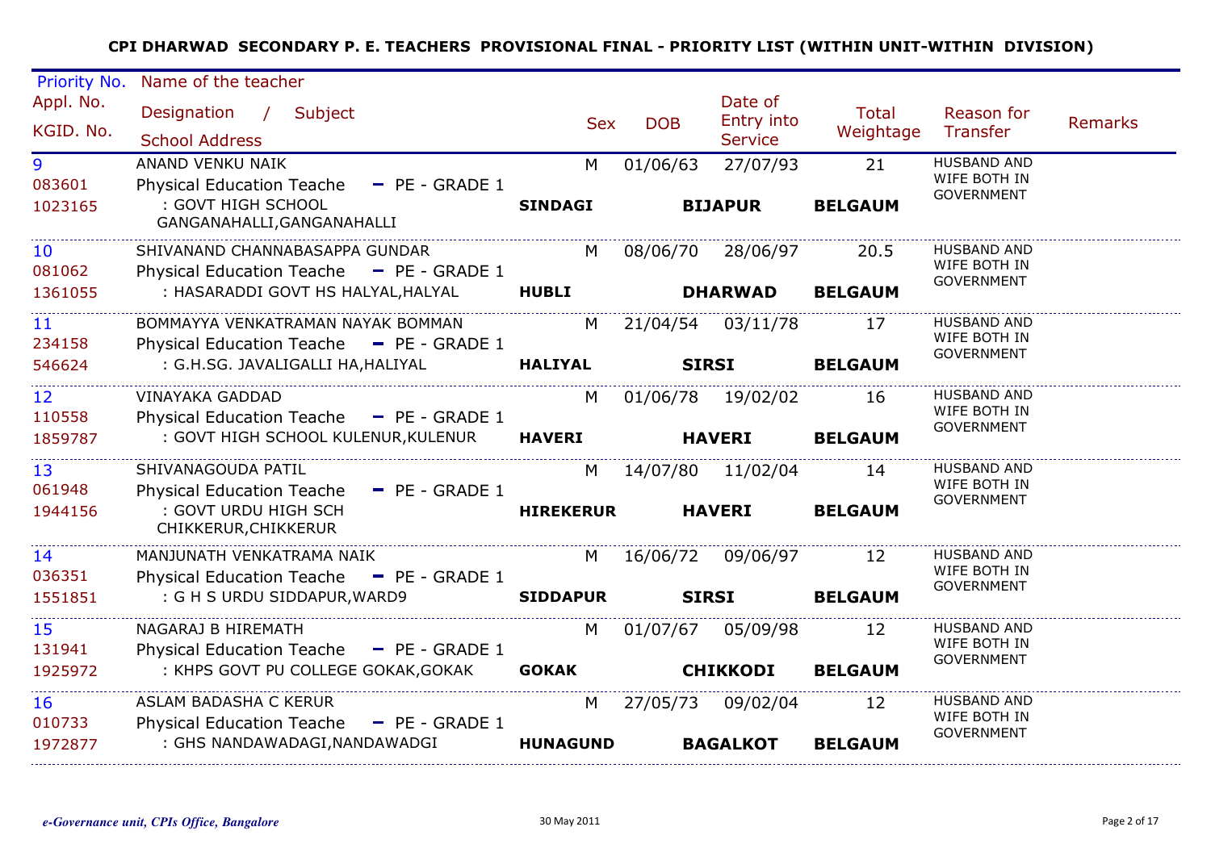**CPI DHARWAD SECONDARY P. E. TEACHERS PROVISIONAL FINAL - PRIORITY LIST (WITHIN UNIT-WITHIN DIVISION)**

| Priority No. / Appl. No. / KGID. No. | Name of the teacher / Designation / Subject / School Address | Sex | DOB | Date of Entry into Service | Total Weightage | Reason for Transfer | Remarks |
|---|---|---|---|---|---|---|---|
| 9 / 083601 / 1023165 | ANAND VENKU NAIK / Physical Education Teache - PE - GRADE 1 / : GOVT HIGH SCHOOL GANGANAHALLI,GANGANAHALLI / **SINDAGI** **BIJAPUR** **BELGAUM** | M | 01/06/63 | 27/07/93 | 21 | HUSBAND AND WIFE BOTH IN GOVERNMENT | |
| 10 / 081062 / 1361055 | SHIVANAND CHANNABASAPPA GUNDAR / Physical Education Teache - PE - GRADE 1 / : HASARADDI GOVT HS HALYAL,HALYAL / **HUBLI** **DHARWAD** **BELGAUM** | M | 08/06/70 | 28/06/97 | 20.5 | HUSBAND AND WIFE BOTH IN GOVERNMENT | |
| 11 / 234158 / 546624 | BOMMAYYA VENKATRAMAN NAYAK BOMMAN / Physical Education Teache - PE - GRADE 1 / : G.H.SG. JAVALIGALLI HA,HALIYAL / **HALIYAL** **SIRSI** **BELGAUM** | M | 21/04/54 | 03/11/78 | 17 | HUSBAND AND WIFE BOTH IN GOVERNMENT | |
| 12 / 110558 / 1859787 | VINAYAKA GADDAD / Physical Education Teache - PE - GRADE 1 / : GOVT HIGH SCHOOL KULENUR,KULENUR / **HAVERI** **HAVERI** **BELGAUM** | M | 01/06/78 | 19/02/02 | 16 | HUSBAND AND WIFE BOTH IN GOVERNMENT | |
| 13 / 061948 / 1944156 | SHIVANAGOUDA PATIL / Physical Education Teache - PE - GRADE 1 / : GOVT URDU HIGH SCH CHIKKERUR,CHIKKERUR / **HIREKERUR** **HAVERI** **BELGAUM** | M | 14/07/80 | 11/02/04 | 14 | HUSBAND AND WIFE BOTH IN GOVERNMENT | |
| 14 / 036351 / 1551851 | MANJUNATH VENKATRAMA NAIK / Physical Education Teache - PE - GRADE 1 / : G H S URDU SIDDAPUR,WARD9 / **SIDDAPUR** **SIRSI** **BELGAUM** | M | 16/06/72 | 09/06/97 | 12 | HUSBAND AND WIFE BOTH IN GOVERNMENT | |
| 15 / 131941 / 1925972 | NAGARAJ B HIREMATH / Physical Education Teache - PE - GRADE 1 / : KHPS GOVT PU COLLEGE GOKAK,GOKAK / **GOKAK** **CHIKKODI** **BELGAUM** | M | 01/07/67 | 05/09/98 | 12 | HUSBAND AND WIFE BOTH IN GOVERNMENT | |
| 16 / 010733 / 1972877 | ASLAM BADASHA C KERUR / Physical Education Teache - PE - GRADE 1 / : GHS NANDAWADAGI,NANDAWADGI / **HUNAGUND** **BAGALKOT** **BELGAUM** | M | 27/05/73 | 09/02/04 | 12 | HUSBAND AND WIFE BOTH IN GOVERNMENT | |

*e-Governance unit, CPIs Office, Bangalore* 30 May 2011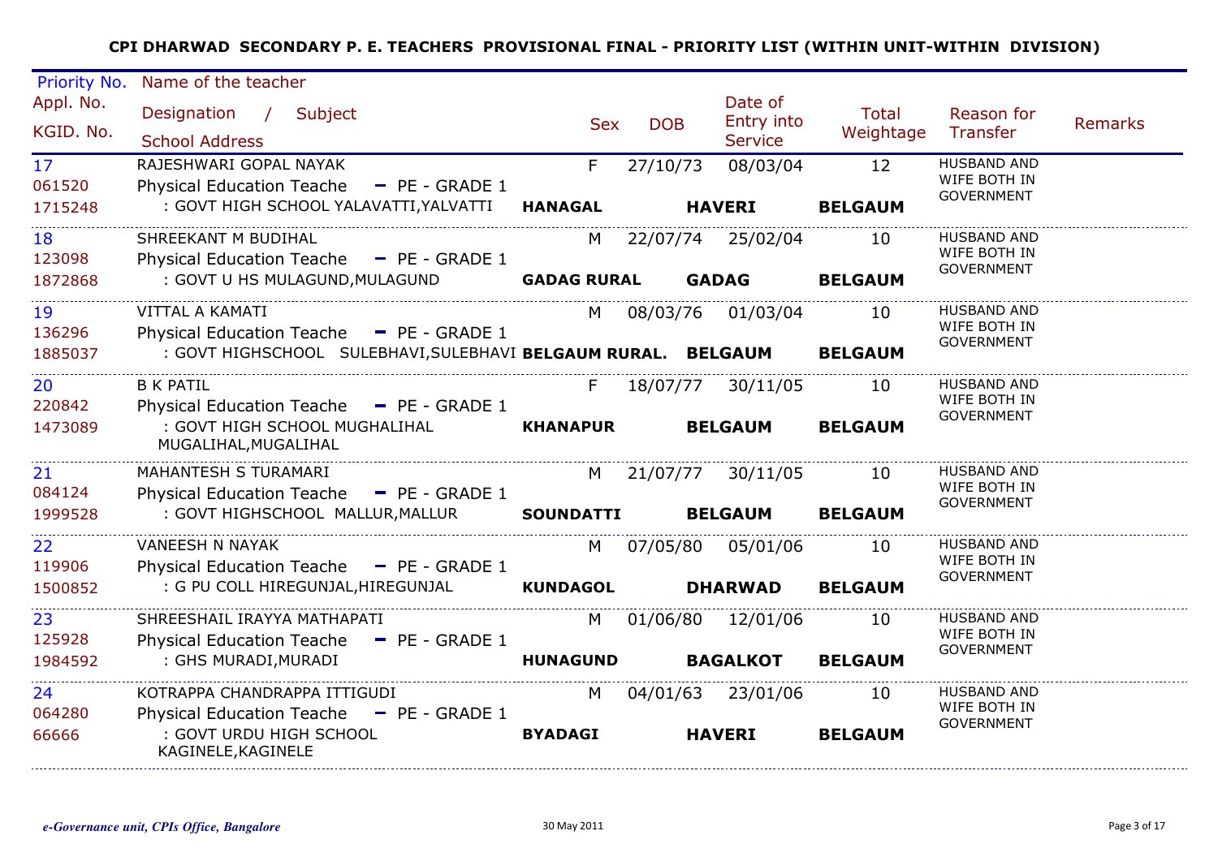**CPI DHARWAD SECONDARY P. E. TEACHERS PROVISIONAL FINAL - PRIORITY LIST (WITHIN UNIT-WITHIN DIVISION)**

| Priority No. / Appl. No. / KGID. No. | Name of the teacher / Designation / Subject / School Address | Sex | DOB | Date of Entry into Service | Total Weightage | Reason for Transfer | Remarks |
|---|---|---|---|---|---|---|---|
| 17<br>061520<br>1715248 | RAJESHWARI GOPAL NAYAK<br>Physical Education Teache - PE - GRADE 1<br>: GOVT HIGH SCHOOL YALAVATTI,YALVATTI **HANAGAL** **HAVERI** **BELGAUM** | F | 27/10/73 | 08/03/04 | 12 | HUSBAND AND WIFE BOTH IN GOVERNMENT | |
| 18<br>123098<br>1872868 | SHREEKANT M BUDIHAL<br>Physical Education Teache - PE - GRADE 1<br>: GOVT U HS MULAGUND,MULAGUND **GADAG RURAL** **GADAG** **BELGAUM** | M | 22/07/74 | 25/02/04 | 10 | HUSBAND AND WIFE BOTH IN GOVERNMENT | |
| 19<br>136296<br>1885037 | VITTAL A KAMATI<br>Physical Education Teache - PE - GRADE 1<br>: GOVT HIGHSCHOOL SULEBHAVI,SULEBHAVI **BELGAUM RURAL.** **BELGAUM** **BELGAUM** | M | 08/03/76 | 01/03/04 | 10 | HUSBAND AND WIFE BOTH IN GOVERNMENT | |
| 20<br>220842<br>1473089 | B K PATIL<br>Physical Education Teache - PE - GRADE 1<br>: GOVT HIGH SCHOOL MUGHALIHAL MUGALIHAL,MUGALIHAL **KHANAPUR** **BELGAUM** **BELGAUM** | F | 18/07/77 | 30/11/05 | 10 | HUSBAND AND WIFE BOTH IN GOVERNMENT | |
| 21<br>084124<br>1999528 | MAHANTESH S TURAMARI<br>Physical Education Teache - PE - GRADE 1<br>: GOVT HIGHSCHOOL MALLUR,MALLUR **SOUNDATTI** **BELGAUM** **BELGAUM** | M | 21/07/77 | 30/11/05 | 10 | HUSBAND AND WIFE BOTH IN GOVERNMENT | |
| 22<br>119906<br>1500852 | VANEESH N NAYAK<br>Physical Education Teache - PE - GRADE 1<br>: G PU COLL HIREGUNJAL,HIREGUNJAL **KUNDAGOL** **DHARWAD** **BELGAUM** | M | 07/05/80 | 05/01/06 | 10 | HUSBAND AND WIFE BOTH IN GOVERNMENT | |
| 23<br>125928<br>1984592 | SHREESHAIL IRAYYA MATHAPATI<br>Physical Education Teache - PE - GRADE 1<br>: GHS MURADI,MURADI **HUNAGUND** **BAGALKOT** **BELGAUM** | M | 01/06/80 | 12/01/06 | 10 | HUSBAND AND WIFE BOTH IN GOVERNMENT | |
| 24<br>064280<br>66666 | KOTRAPPA CHANDRAPPA ITTIGUDI<br>Physical Education Teache - PE - GRADE 1<br>: GOVT URDU HIGH SCHOOL KAGINELE,KAGINELE **BYADAGI** **HAVERI** **BELGAUM** | M | 04/01/63 | 23/01/06 | 10 | HUSBAND AND WIFE BOTH IN GOVERNMENT | |

*e-Governance unit, CPIs Office, Bangalore* 30 May 2011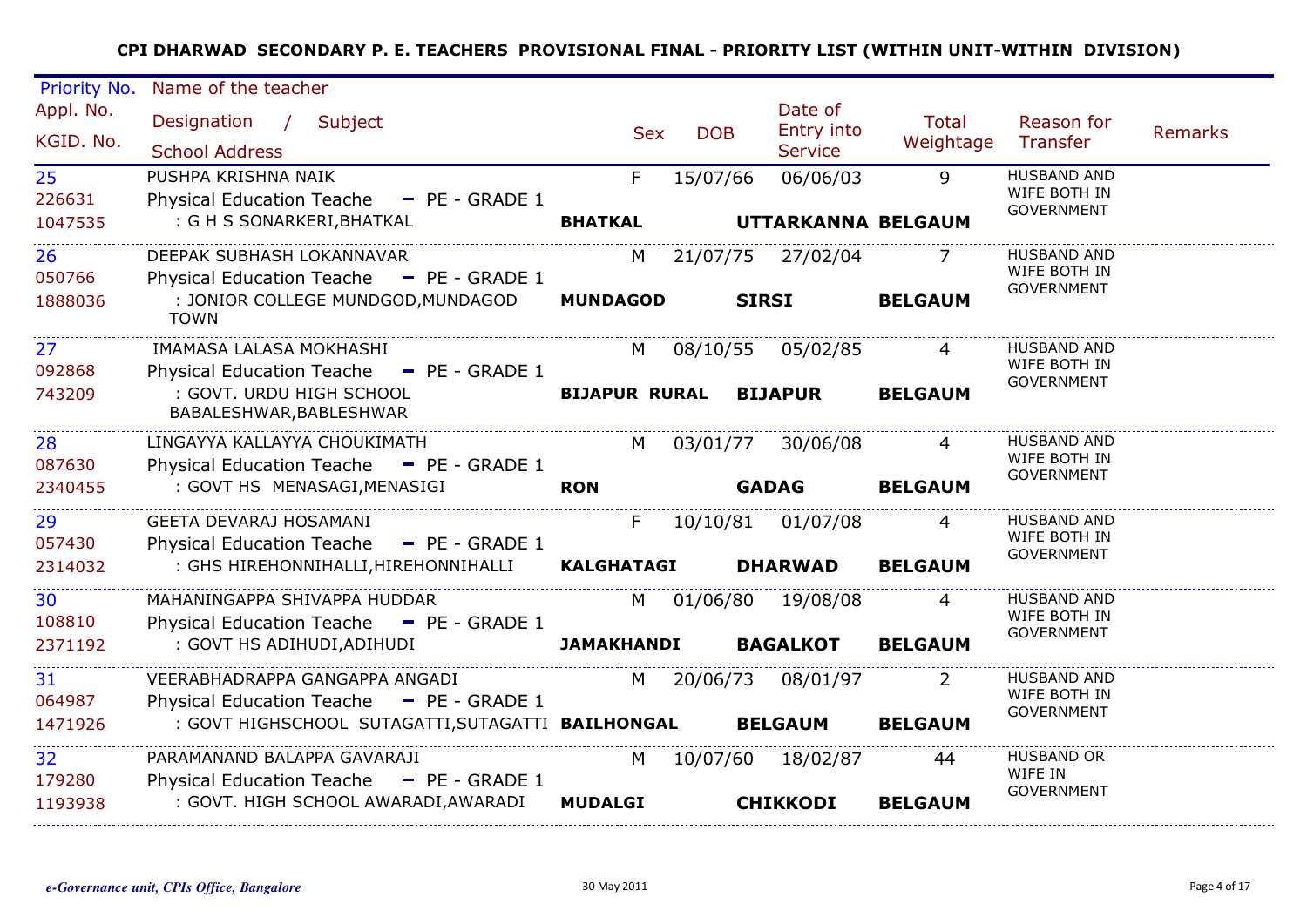**CPI DHARWAD SECONDARY P. E. TEACHERS PROVISIONAL FINAL - PRIORITY LIST (WITHIN UNIT-WITHIN DIVISION)**

| Priority No. / Appl. No. / KGID. No. | Name of the teacher / Designation / Subject / School Address | Sex | DOB | Date of Entry into Service | Total Weightage | Reason for Transfer | Remarks |
|---|---|---|---|---|---|---|---|
| 25 / 226631 / 1047535 | PUSHPA KRISHNA NAIK / Physical Education Teache - PE - GRADE 1 / : G H S SONARKERI,BHATKAL / **BHATKAL** **UTTARKANNA** **BELGAUM** | F | 15/07/66 | 06/06/03 | 9 | HUSBAND AND WIFE BOTH IN GOVERNMENT | |
| 26 / 050766 / 1888036 | DEEPAK SUBHASH LOKANNAVAR / Physical Education Teache - PE - GRADE 1 / : JONIOR COLLEGE MUNDGOD,MUNDAGOD TOWN / **MUNDAGOD** **SIRSI** **BELGAUM** | M | 21/07/75 | 27/02/04 | 7 | HUSBAND AND WIFE BOTH IN GOVERNMENT | |
| 27 / 092868 / 743209 | IMAMASA LALASA MOKHASHI / Physical Education Teache - PE - GRADE 1 / : GOVT. URDU HIGH SCHOOL BABALESHWAR,BABLESHWAR / **BIJAPUR RURAL** **BIJAPUR** **BELGAUM** | M | 08/10/55 | 05/02/85 | 4 | HUSBAND AND WIFE BOTH IN GOVERNMENT | |
| 28 / 087630 / 2340455 | LINGAYYA KALLAYYA CHOUKIMATH / Physical Education Teache - PE - GRADE 1 / : GOVT HS MENASAGI,MENASIGI / **RON** **GADAG** **BELGAUM** | M | 03/01/77 | 30/06/08 | 4 | HUSBAND AND WIFE BOTH IN GOVERNMENT | |
| 29 / 057430 / 2314032 | GEETA DEVARAJ HOSAMANI / Physical Education Teache - PE - GRADE 1 / : GHS HIREHONNIHALLI,HIREHONNIHALLI / **KALGHATAGI** **DHARWAD** **BELGAUM** | F | 10/10/81 | 01/07/08 | 4 | HUSBAND AND WIFE BOTH IN GOVERNMENT | |
| 30 / 108810 / 2371192 | MAHANINGAPPA SHIVAPPA HUDDAR / Physical Education Teache - PE - GRADE 1 / : GOVT HS ADIHUDI,ADIHUDI / **JAMAKHANDI** **BAGALKOT** **BELGAUM** | M | 01/06/80 | 19/08/08 | 4 | HUSBAND AND WIFE BOTH IN GOVERNMENT | |
| 31 / 064987 / 1471926 | VEERABHADRAPPA GANGAPPA ANGADI / Physical Education Teache - PE - GRADE 1 / : GOVT HIGHSCHOOL SUTAGATTI,SUTAGATTI / **BAILHONGAL** **BELGAUM** **BELGAUM** | M | 20/06/73 | 08/01/97 | 2 | HUSBAND AND WIFE BOTH IN GOVERNMENT | |
| 32 / 179280 / 1193938 | PARAMANAND BALAPPA GAVARAJI / Physical Education Teache - PE - GRADE 1 / : GOVT. HIGH SCHOOL AWARADI,AWARADI / **MUDALGI** **CHIKKODI** **BELGAUM** | M | 10/07/60 | 18/02/87 | 44 | HUSBAND OR WIFE IN GOVERNMENT | |

*e-Governance unit, CPIs Office, Bangalore* 30 May 2011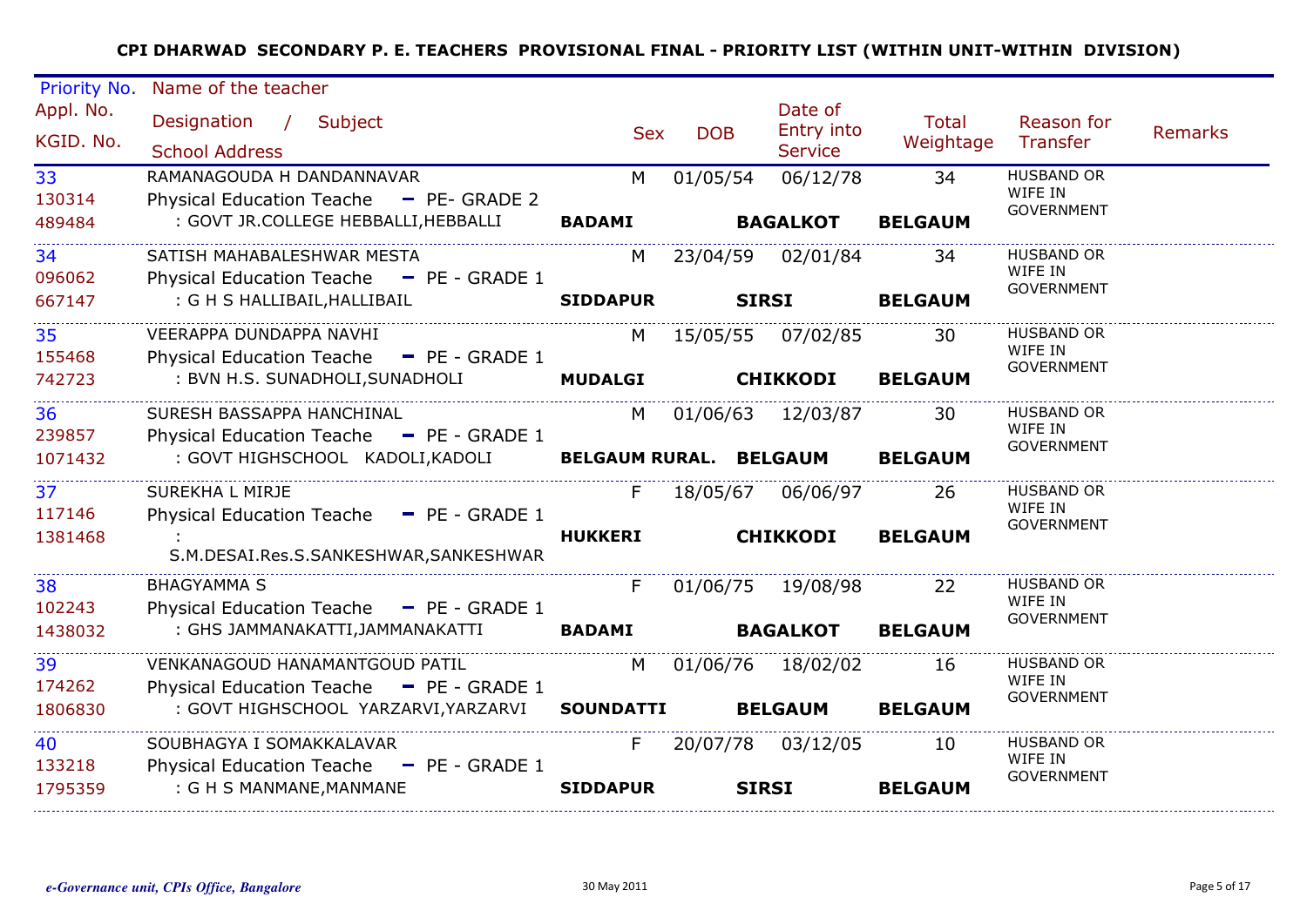**CPI DHARWAD SECONDARY P. E. TEACHERS PROVISIONAL FINAL - PRIORITY LIST (WITHIN UNIT-WITHIN DIVISION)**

| Priority No. / Appl. No. / KGID. No. | Name of the teacher / Designation / Subject / School Address | Sex | DOB | Date of Entry into Service | Total Weightage | Reason for Transfer | Remarks |
|---|---|---|---|---|---|---|---|
| 33<br>130314<br>489484 | RAMANAGOUDA H DANDANNAVAR<br>Physical Education Teache - PE- GRADE 2<br>: GOVT JR.COLLEGE HEBBALLI,HEBBALLI<br>**BADAMI** **BAGALKOT** **BELGAUM** | M | 01/05/54 | 06/12/78 | 34 | HUSBAND OR WIFE IN GOVERNMENT | |
| 34<br>096062<br>667147 | SATISH MAHABALESHWAR MESTA<br>Physical Education Teache - PE - GRADE 1<br>: G H S HALLIBAIL,HALLIBAIL<br>**SIDDAPUR** **SIRSI** **BELGAUM** | M | 23/04/59 | 02/01/84 | 34 | HUSBAND OR WIFE IN GOVERNMENT | |
| 35<br>155468<br>742723 | VEERAPPA DUNDAPPA NAVHI<br>Physical Education Teache - PE - GRADE 1<br>: BVN H.S. SUNADHOLI,SUNADHOLI<br>**MUDALGI** **CHIKKODI** **BELGAUM** | M | 15/05/55 | 07/02/85 | 30 | HUSBAND OR WIFE IN GOVERNMENT | |
| 36<br>239857<br>1071432 | SURESH BASSAPPA HANCHINAL<br>Physical Education Teache - PE - GRADE 1<br>: GOVT HIGHSCHOOL KADOLI,KADOLI<br>**BELGAUM RURAL.** **BELGAUM** **BELGAUM** | M | 01/06/63 | 12/03/87 | 30 | HUSBAND OR WIFE IN GOVERNMENT | |
| 37<br>117146<br>1381468 | SUREKHA L MIRJE<br>Physical Education Teache - PE - GRADE 1<br>: S.M.DESAI.Res.S.SANKESHWAR,SANKESHWAR<br>**HUKKERI** **CHIKKODI** **BELGAUM** | F | 18/05/67 | 06/06/97 | 26 | HUSBAND OR WIFE IN GOVERNMENT | |
| 38<br>102243<br>1438032 | BHAGYAMMA S<br>Physical Education Teache - PE - GRADE 1<br>: GHS JAMMANAKATTI,JAMMANAKATTI<br>**BADAMI** **BAGALKOT** **BELGAUM** | F | 01/06/75 | 19/08/98 | 22 | HUSBAND OR WIFE IN GOVERNMENT | |
| 39<br>174262<br>1806830 | VENKANAGOUD HANAMANTGOUD PATIL<br>Physical Education Teache - PE - GRADE 1<br>: GOVT HIGHSCHOOL YARZARVI,YARZARVI<br>**SOUNDATTI** **BELGAUM** **BELGAUM** | M | 01/06/76 | 18/02/02 | 16 | HUSBAND OR WIFE IN GOVERNMENT | |
| 40<br>133218<br>1795359 | SOUBHAGYA I SOMAKKALAVAR<br>Physical Education Teache - PE - GRADE 1<br>: G H S MANMANE,MANMANE<br>**SIDDAPUR** **SIRSI** **BELGAUM** | F | 20/07/78 | 03/12/05 | 10 | HUSBAND OR WIFE IN GOVERNMENT | |

*e-Governance unit, CPIs Office, Bangalore* 30 May 2011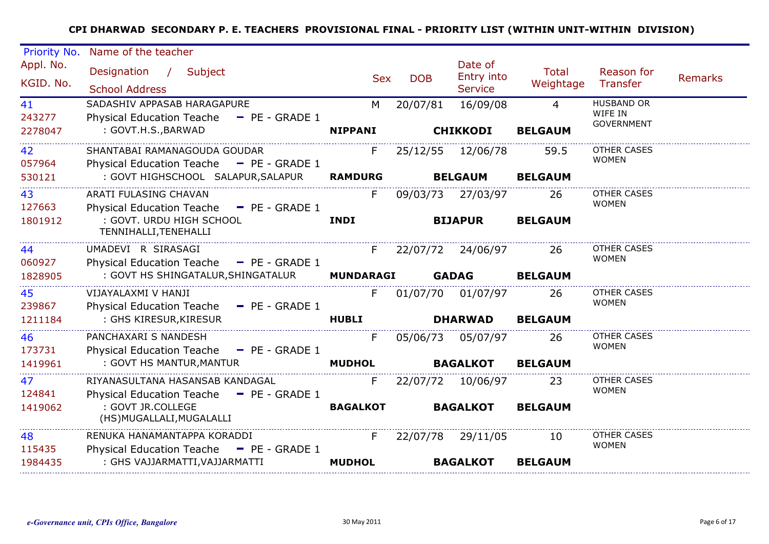**CPI DHARWAD SECONDARY P. E. TEACHERS PROVISIONAL FINAL - PRIORITY LIST (WITHIN UNIT-WITHIN DIVISION)**

| Priority No. / Appl. No. / KGID. No. | Name of the teacher / Designation / Subject / School Address | Sex | DOB | Date of Entry into Service | Total Weightage | Reason for Transfer | Remarks |
|---|---|---|---|---|---|---|---|
| 41 / 243277 / 2278047 | SADASHIV APPASAB HARAGAPURE / Physical Education Teache - PE - GRADE 1 / : GOVT.H.S.,BARWAD / **NIPPANI** **CHIKKODI** **BELGAUM** | M | 20/07/81 | 16/09/08 | 4 | HUSBAND OR WIFE IN GOVERNMENT | |
| 42 / 057964 / 530121 | SHANTABAI RAMANAGOUDA GOUDAR / Physical Education Teache - PE - GRADE 1 / : GOVT HIGHSCHOOL SALAPUR,SALAPUR / **RAMDURG** **BELGAUM** **BELGAUM** | F | 25/12/55 | 12/06/78 | 59.5 | OTHER CASES WOMEN | |
| 43 / 127663 / 1801912 | ARATI FULASING CHAVAN / Physical Education Teache - PE - GRADE 1 / : GOVT. URDU HIGH SCHOOL TENNIHALLI,TENEHALLI / **INDI** **BIJAPUR** **BELGAUM** | F | 09/03/73 | 27/03/97 | 26 | OTHER CASES WOMEN | |
| 44 / 060927 / 1828905 | UMADEVI R SIRASAGI / Physical Education Teache - PE - GRADE 1 / : GOVT HS SHINGATALUR,SHINGATALUR / **MUNDARAGI** **GADAG** **BELGAUM** | F | 22/07/72 | 24/06/97 | 26 | OTHER CASES WOMEN | |
| 45 / 239867 / 1211184 | VIJAYALAXMI V HANJI / Physical Education Teache - PE - GRADE 1 / : GHS KIRESUR,KIRESUR / **HUBLI** **DHARWAD** **BELGAUM** | F | 01/07/70 | 01/07/97 | 26 | OTHER CASES WOMEN | |
| 46 / 173731 / 1419961 | PANCHAXARI S NANDESH / Physical Education Teache - PE - GRADE 1 / : GOVT HS MANTUR,MANTUR / **MUDHOL** **BAGALKOT** **BELGAUM** | F | 05/06/73 | 05/07/97 | 26 | OTHER CASES WOMEN | |
| 47 / 124841 / 1419062 | RIYANASULTANA HASANSAB KANDAGAL / Physical Education Teache - PE - GRADE 1 / : GOVT JR.COLLEGE (HS)MUGALLALI,MUGALALLI / **BAGALKOT** **BAGALKOT** **BELGAUM** | F | 22/07/72 | 10/06/97 | 23 | OTHER CASES WOMEN | |
| 48 / 115435 / 1984435 | RENUKA HANAMANTAPPA KORADDI / Physical Education Teache - PE - GRADE 1 / : GHS VAJJARMATTI,VAJJARMATTI / **MUDHOL** **BAGALKOT** **BELGAUM** | F | 22/07/78 | 29/11/05 | 10 | OTHER CASES WOMEN | |

*e-Governance unit, CPIs Office, Bangalore* 30 May 2011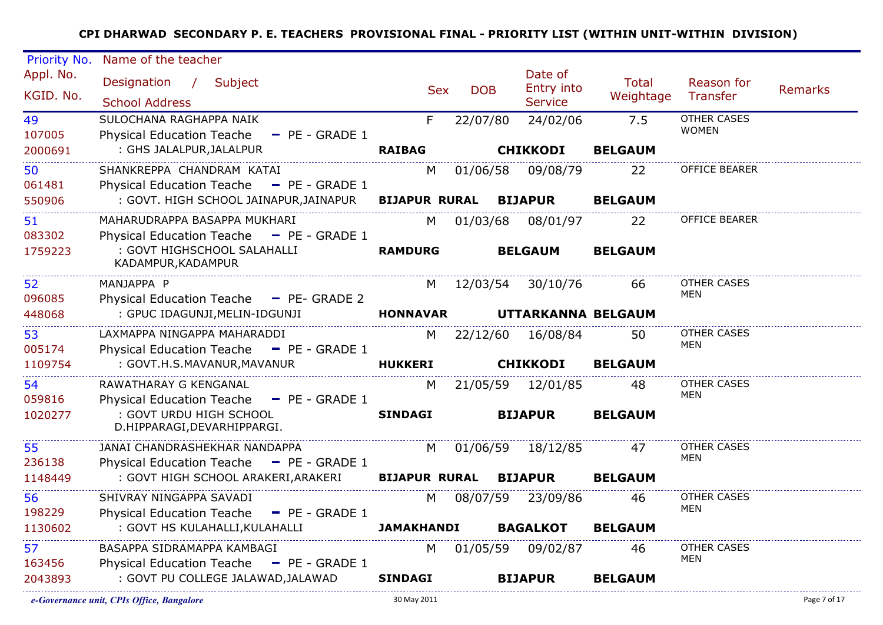**CPI DHARWAD SECONDARY P. E. TEACHERS PROVISIONAL FINAL - PRIORITY LIST (WITHIN UNIT-WITHIN DIVISION)**

| Priority No. / Appl. No. / KGID. No. | Name of the teacher / Designation / Subject / School Address | | Sex | DOB | Date of Entry into Service | Total Weightage | Reason for Transfer | Remarks |
|---|---|---|---|---|---|---|---|---|
| 49<br>107005<br>2000691 | SULOCHANA RAGHAPPA NAIK<br>Physical Education Teache - PE - GRADE 1<br>: GHS JALALPUR,JALALPUR | **RAIBAG** | F | 22/07/80 | 24/02/06<br>**CHIKKODI** | 7.5<br>**BELGAUM** | OTHER CASES WOMEN | |
| 50<br>061481<br>550906 | SHANKREPPA CHANDRAM KATAI<br>Physical Education Teache - PE - GRADE 1<br>: GOVT. HIGH SCHOOL JAINAPUR,JAINAPUR | **BIJAPUR RURAL** | M | 01/06/58 | 09/08/79<br>**BIJAPUR** | 22<br>**BELGAUM** | OFFICE BEARER | |
| 51<br>083302<br>1759223 | MAHARUDRAPPA BASAPPA MUKHARI<br>Physical Education Teache - PE - GRADE 1<br>: GOVT HIGHSCHOOL SALAHALLI KADAMPUR,KADAMPUR | **RAMDURG** | M | 01/03/68 | 08/01/97<br>**BELGAUM** | 22<br>**BELGAUM** | OFFICE BEARER | |
| 52<br>096085<br>448068 | MANJAPPA P<br>Physical Education Teache - PE- GRADE 2<br>: GPUC IDAGUNJI,MELIN-IDGUNJI | **HONNAVAR** | M | 12/03/54 | 30/10/76<br>**UTTARKANNA** | 66<br>**BELGAUM** | OTHER CASES MEN | |
| 53<br>005174<br>1109754 | LAXMAPPA NINGAPPA MAHARADDI<br>Physical Education Teache - PE - GRADE 1<br>: GOVT.H.S.MAVANUR,MAVANUR | **HUKKERI** | M | 22/12/60 | 16/08/84<br>**CHIKKODI** | 50<br>**BELGAUM** | OTHER CASES MEN | |
| 54<br>059816<br>1020277 | RAWATHARAY G KENGANAL<br>Physical Education Teache - PE - GRADE 1<br>: GOVT URDU HIGH SCHOOL D.HIPPARAGI,DEVARHIPPARGI. | **SINDAGI** | M | 21/05/59 | 12/01/85<br>**BIJAPUR** | 48<br>**BELGAUM** | OTHER CASES MEN | |
| 55<br>236138<br>1148449 | JANAI CHANDRASHEKHAR NANDAPPA<br>Physical Education Teache - PE - GRADE 1<br>: GOVT HIGH SCHOOL ARAKERI,ARAKERI | **BIJAPUR RURAL** | M | 01/06/59 | 18/12/85<br>**BIJAPUR** | 47<br>**BELGAUM** | OTHER CASES MEN | |
| 56<br>198229<br>1130602 | SHIVRAY NINGAPPA SAVADI<br>Physical Education Teache - PE - GRADE 1<br>: GOVT HS KULAHALLI,KULAHALLI | **JAMAKHANDI** | M | 08/07/59 | 23/09/86<br>**BAGALKOT** | 46<br>**BELGAUM** | OTHER CASES MEN | |
| 57<br>163456<br>2043893 | BASAPPA SIDRAMAPPA KAMBAGI<br>Physical Education Teache - PE - GRADE 1<br>: GOVT PU COLLEGE JALAWAD,JALAWAD | **SINDAGI** | M | 01/05/59 | 09/02/87<br>**BIJAPUR** | 46<br>**BELGAUM** | OTHER CASES MEN | |

*e-Governance unit, CPIs Office, Bangalore* 30 May 2011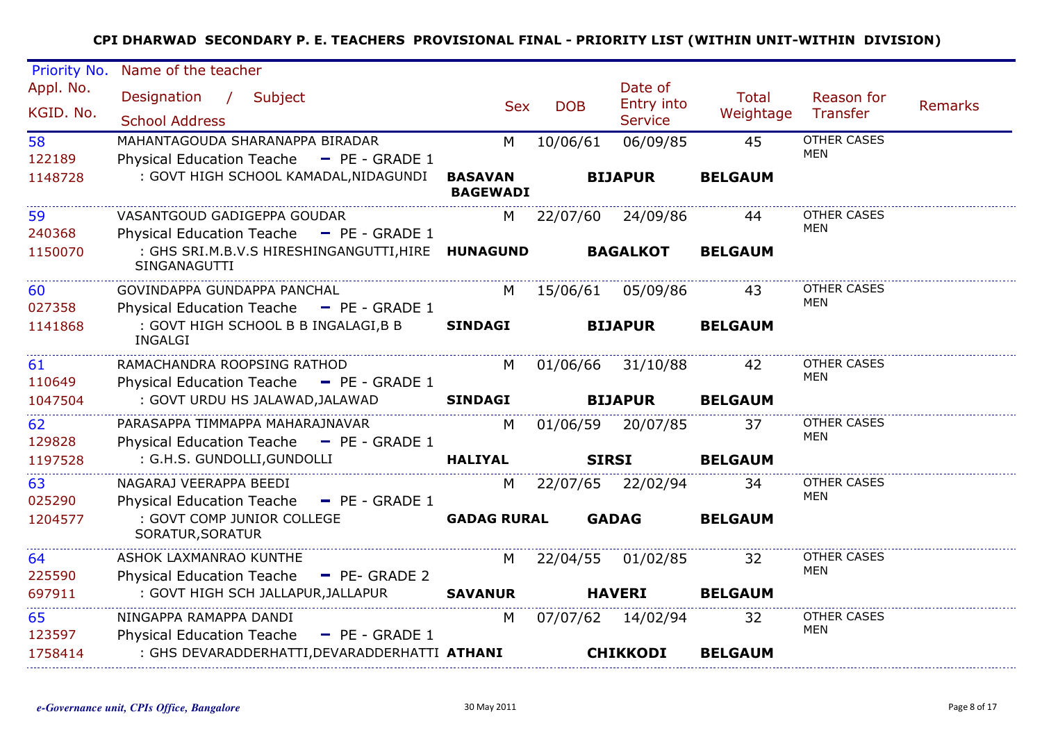**CPI DHARWAD SECONDARY P. E. TEACHERS PROVISIONAL FINAL - PRIORITY LIST (WITHIN UNIT-WITHIN DIVISION)**

| Priority No. / Appl. No. / KGID. No. | Name of the teacher / Designation / Subject / School Address | | | | Sex | DOB | Date of Entry into Service | Total Weightage | Reason for Transfer | Remarks |
|---|---|---|---|---|---|---|---|---|---|---|
| 58<br>122189<br>1148728 | MAHANTAGOUDA SHARANAPPA BIRADAR<br>Physical Education Teache - PE - GRADE 1<br>: GOVT HIGH SCHOOL KAMADAL,NIDAGUNDI | BASAVAN BAGEWADI | BIJAPUR | BELGAUM | M | 10/06/61 | 06/09/85 | 45 | OTHER CASES MEN | |
| 59<br>240368<br>1150070 | VASANTGOUD GADIGEPPA GOUDAR<br>Physical Education Teache - PE - GRADE 1<br>: GHS SRI.M.B.V.S HIRESHINGANGUTTI,HIRE SINGANAGUTTI | HUNAGUND | BAGALKOT | BELGAUM | M | 22/07/60 | 24/09/86 | 44 | OTHER CASES MEN | |
| 60<br>027358<br>1141868 | GOVINDAPPA GUNDAPPA PANCHAL<br>Physical Education Teache - PE - GRADE 1<br>: GOVT HIGH SCHOOL B B INGALAGI,B B INGALGI | SINDAGI | BIJAPUR | BELGAUM | M | 15/06/61 | 05/09/86 | 43 | OTHER CASES MEN | |
| 61<br>110649<br>1047504 | RAMACHANDRA ROOPSING RATHOD<br>Physical Education Teache - PE - GRADE 1<br>: GOVT URDU HS JALAWAD,JALAWAD | SINDAGI | BIJAPUR | BELGAUM | M | 01/06/66 | 31/10/88 | 42 | OTHER CASES MEN | |
| 62<br>129828<br>1197528 | PARASAPPA TIMMAPPA MAHARAJNAVAR<br>Physical Education Teache - PE - GRADE 1<br>: G.H.S. GUNDOLLI,GUNDOLLI | HALIYAL | SIRSI | BELGAUM | M | 01/06/59 | 20/07/85 | 37 | OTHER CASES MEN | |
| 63<br>025290<br>1204577 | NAGARAJ VEERAPPA BEEDI<br>Physical Education Teache - PE - GRADE 1<br>: GOVT COMP JUNIOR COLLEGE SORATUR,SORATUR | GADAG RURAL | GADAG | BELGAUM | M | 22/07/65 | 22/02/94 | 34 | OTHER CASES MEN | |
| 64<br>225590<br>697911 | ASHOK LAXMANRAO KUNTHE<br>Physical Education Teache - PE- GRADE 2<br>: GOVT HIGH SCH JALLAPUR,JALLAPUR | SAVANUR | HAVERI | BELGAUM | M | 22/04/55 | 01/02/85 | 32 | OTHER CASES MEN | |
| 65<br>123597<br>1758414 | NINGAPPA RAMAPPA DANDI<br>Physical Education Teache - PE - GRADE 1<br>: GHS DEVARADDERHATTI,DEVARADDERHATTI | ATHANI | CHIKKODI | BELGAUM | M | 07/07/62 | 14/02/94 | 32 | OTHER CASES MEN | |

*e-Governance unit, CPIs Office, Bangalore* — 30 May 2011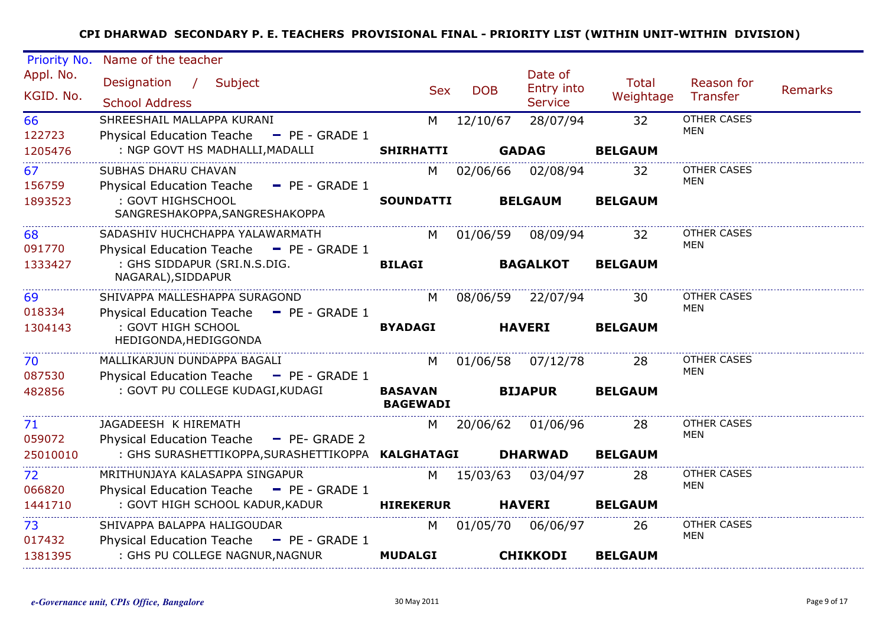**CPI DHARWAD SECONDARY P. E. TEACHERS PROVISIONAL FINAL - PRIORITY LIST (WITHIN UNIT-WITHIN DIVISION)**

| Priority No. / Appl. No. / KGID. No. | Name of the teacher / Designation / Subject / School Address | Sex | DOB | Date of Entry into Service | Total Weightage | Reason for Transfer | Remarks |
|---|---|---|---|---|---|---|---|
| 66<br>122723<br>1205476 | SHREESHAIL MALLAPPA KURANI<br>Physical Education Teache - PE - GRADE 1<br>: NGP GOVT HS MADHALLI,MADALLI<br>**SHIRHATTI** **GADAG** **BELGAUM** | M | 12/10/67 | 28/07/94 | 32 | OTHER CASES MEN | |
| 67<br>156759<br>1893523 | SUBHAS DHARU CHAVAN<br>Physical Education Teache - PE - GRADE 1<br>: GOVT HIGHSCHOOL SANGRESHAKOPPA,SANGRESHAKOPPA<br>**SOUNDATTI** **BELGAUM** **BELGAUM** | M | 02/06/66 | 02/08/94 | 32 | OTHER CASES MEN | |
| 68<br>091770<br>1333427 | SADASHIV HUCHCHAPPA YALAWARMATH<br>Physical Education Teache - PE - GRADE 1<br>: GHS SIDDAPUR (SRI.N.S.DIG. NAGARAL),SIDDAPUR<br>**BILAGI** **BAGALKOT** **BELGAUM** | M | 01/06/59 | 08/09/94 | 32 | OTHER CASES MEN | |
| 69<br>018334<br>1304143 | SHIVAPPA MALLESHAPPA SURAGOND<br>Physical Education Teache - PE - GRADE 1<br>: GOVT HIGH SCHOOL HEDIGONDA,HEDIGGONDA<br>**BYADAGI** **HAVERI** **BELGAUM** | M | 08/06/59 | 22/07/94 | 30 | OTHER CASES MEN | |
| 70<br>087530<br>482856 | MALLIKARJUN DUNDAPPA BAGALI<br>Physical Education Teache - PE - GRADE 1<br>: GOVT PU COLLEGE KUDAGI,KUDAGI<br>**BASAVAN BAGEWADI** **BIJAPUR** **BELGAUM** | M | 01/06/58 | 07/12/78 | 28 | OTHER CASES MEN | |
| 71<br>059072<br>25010010 | JAGADEESH K HIREMATH<br>Physical Education Teache - PE- GRADE 2<br>: GHS SURASHETTIKOPPA,SURASHETTIKOPPA<br>**KALGHATAGI** **DHARWAD** **BELGAUM** | M | 20/06/62 | 01/06/96 | 28 | OTHER CASES MEN | |
| 72<br>066820<br>1441710 | MRITHUNJAYA KALASAPPA SINGAPUR<br>Physical Education Teache - PE - GRADE 1<br>: GOVT HIGH SCHOOL KADUR,KADUR<br>**HIREKERUR** **HAVERI** **BELGAUM** | M | 15/03/63 | 03/04/97 | 28 | OTHER CASES MEN | |
| 73<br>017432<br>1381395 | SHIVAPPA BALAPPA HALIGOUDAR<br>Physical Education Teache - PE - GRADE 1<br>: GHS PU COLLEGE NAGNUR,NAGNUR<br>**MUDALGI** **CHIKKODI** **BELGAUM** | M | 01/05/70 | 06/06/97 | 26 | OTHER CASES MEN | |

*e-Governance unit, CPIs Office, Bangalore* 30 May 2011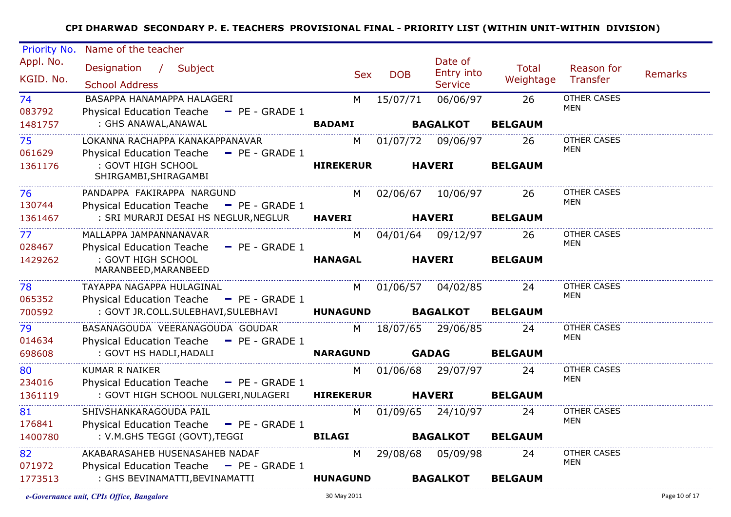**CPI DHARWAD SECONDARY P. E. TEACHERS PROVISIONAL FINAL - PRIORITY LIST (WITHIN UNIT-WITHIN DIVISION)**

| Priority No. / Appl. No. / KGID. No. | Name of the teacher / Designation / Subject / School Address | Sex | DOB | Date of Entry into Service | Total Weightage | Reason for Transfer | Remarks |
|---|---|---|---|---|---|---|---|
| 74 / 083792 / 1481757 | BASAPPA HANAMAPPA HALAGERI / Physical Education Teache - PE - GRADE 1 / : GHS ANAWAL,ANAWAL / **BADAMI** **BAGALKOT** **BELGAUM** | M | 15/07/71 | 06/06/97 | 26 | OTHER CASES MEN | |
| 75 / 061629 / 1361176 | LOKANNA RACHAPPA KANAKAPPANAVAR / Physical Education Teache - PE - GRADE 1 / : GOVT HIGH SCHOOL SHIRGAMBI,SHIRAGAMBI / **HIREKERUR** **HAVERI** **BELGAUM** | M | 01/07/72 | 09/06/97 | 26 | OTHER CASES MEN | |
| 76 / 130744 / 1361467 | PANDAPPA FAKIRAPPA NARGUND / Physical Education Teache - PE - GRADE 1 / : SRI MURARJI DESAI HS NEGLUR,NEGLUR / **HAVERI** **HAVERI** **BELGAUM** | M | 02/06/67 | 10/06/97 | 26 | OTHER CASES MEN | |
| 77 / 028467 / 1429262 | MALLAPPA JAMPANNANAVAR / Physical Education Teache - PE - GRADE 1 / : GOVT HIGH SCHOOL MARANBEED,MARANBEED / **HANAGAL** **HAVERI** **BELGAUM** | M | 04/01/64 | 09/12/97 | 26 | OTHER CASES MEN | |
| 78 / 065352 / 700592 | TAYAPPA NAGAPPA HULAGINAL / Physical Education Teache - PE - GRADE 1 / : GOVT JR.COLL.SULEBHAVI,SULEBHAVI / **HUNAGUND** **BAGALKOT** **BELGAUM** | M | 01/06/57 | 04/02/85 | 24 | OTHER CASES MEN | |
| 79 / 014634 / 698608 | BASANAGOUDA VEERANAGOUDA GOUDAR / Physical Education Teache - PE - GRADE 1 / : GOVT HS HADLI,HADALI / **NARAGUND** **GADAG** **BELGAUM** | M | 18/07/65 | 29/06/85 | 24 | OTHER CASES MEN | |
| 80 / 234016 / 1361119 | KUMAR R NAIKER / Physical Education Teache - PE - GRADE 1 / : GOVT HIGH SCHOOL NULGERI,NULAGERI / **HIREKERUR** **HAVERI** **BELGAUM** | M | 01/06/68 | 29/07/97 | 24 | OTHER CASES MEN | |
| 81 / 176841 / 1400780 | SHIVSHANKARAGOUDA PAIL / Physical Education Teache - PE - GRADE 1 / : V.M.GHS TEGGI (GOVT),TEGGI / **BILAGI** **BAGALKOT** **BELGAUM** | M | 01/09/65 | 24/10/97 | 24 | OTHER CASES MEN | |
| 82 / 071972 / 1773513 | AKABARASAHEB HUSENASAHEB NADAF / Physical Education Teache - PE - GRADE 1 / : GHS BEVINAMATTI,BEVINAMATTI / **HUNAGUND** **BAGALKOT** **BELGAUM** | M | 29/08/68 | 05/09/98 | 24 | OTHER CASES MEN | |

*e-Governance unit, CPIs Office, Bangalore* 30 May 2011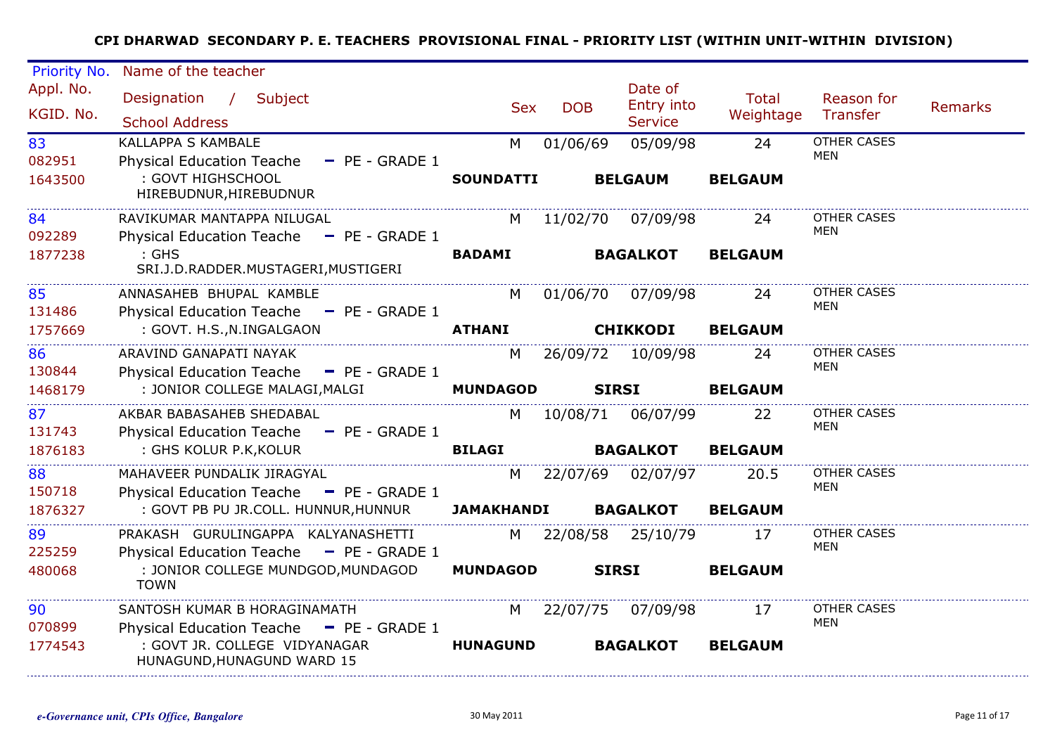**CPI DHARWAD SECONDARY P. E. TEACHERS PROVISIONAL FINAL - PRIORITY LIST (WITHIN UNIT-WITHIN DIVISION)**

| Priority No. / Appl. No. / KGID. No. | Name of the teacher / Designation / Subject / School Address | Sex | DOB | Date of Entry into Service | Total Weightage | Reason for Transfer | Remarks |
|---|---|---|---|---|---|---|---|
| 83 / 082951 / 1643500 | KALLAPPA S KAMBALE / Physical Education Teache - PE - GRADE 1 / : GOVT HIGHSCHOOL HIREBUDNUR,HIREBUDNUR / **SOUNDATTI** **BELGAUM** **BELGAUM** | M | 01/06/69 | 05/09/98 | 24 | OTHER CASES MEN | |
| 84 / 092289 / 1877238 | RAVIKUMAR MANTAPPA NILUGAL / Physical Education Teache - PE - GRADE 1 / : GHS SRI.J.D.RADDER.MUSTAGERI,MUSTIGERI / **BADAMI** **BAGALKOT** **BELGAUM** | M | 11/02/70 | 07/09/98 | 24 | OTHER CASES MEN | |
| 85 / 131486 / 1757669 | ANNASAHEB BHUPAL KAMBLE / Physical Education Teache - PE - GRADE 1 / : GOVT. H.S.,N.INGALGAON / **ATHANI** **CHIKKODI** **BELGAUM** | M | 01/06/70 | 07/09/98 | 24 | OTHER CASES MEN | |
| 86 / 130844 / 1468179 | ARAVIND GANAPATI NAYAK / Physical Education Teache - PE - GRADE 1 / : JONIOR COLLEGE MALAGI,MALGI / **MUNDAGOD** **SIRSI** **BELGAUM** | M | 26/09/72 | 10/09/98 | 24 | OTHER CASES MEN | |
| 87 / 131743 / 1876183 | AKBAR BABASAHEB SHEDABAL / Physical Education Teache - PE - GRADE 1 / : GHS KOLUR P.K,KOLUR / **BILAGI** **BAGALKOT** **BELGAUM** | M | 10/08/71 | 06/07/99 | 22 | OTHER CASES MEN | |
| 88 / 150718 / 1876327 | MAHAVEER PUNDALIK JIRAGYAL / Physical Education Teache - PE - GRADE 1 / : GOVT PB PU JR.COLL. HUNNUR,HUNNUR / **JAMAKHANDI** **BAGALKOT** **BELGAUM** | M | 22/07/69 | 02/07/97 | 20.5 | OTHER CASES MEN | |
| 89 / 225259 / 480068 | PRAKASH GURULINGAPPA KALYANASHETTI / Physical Education Teache - PE - GRADE 1 / : JONIOR COLLEGE MUNDGOD,MUNDAGOD TOWN / **MUNDAGOD** **SIRSI** **BELGAUM** | M | 22/08/58 | 25/10/79 | 17 | OTHER CASES MEN | |
| 90 / 070899 / 1774543 | SANTOSH KUMAR B HORAGINAMATH / Physical Education Teache - PE - GRADE 1 / : GOVT JR. COLLEGE VIDYANAGAR HUNAGUND,HUNAGUND WARD 15 / **HUNAGUND** **BAGALKOT** **BELGAUM** | M | 22/07/75 | 07/09/98 | 17 | OTHER CASES MEN | |

*e-Governance unit, CPIs Office, Bangalore* 30 May 2011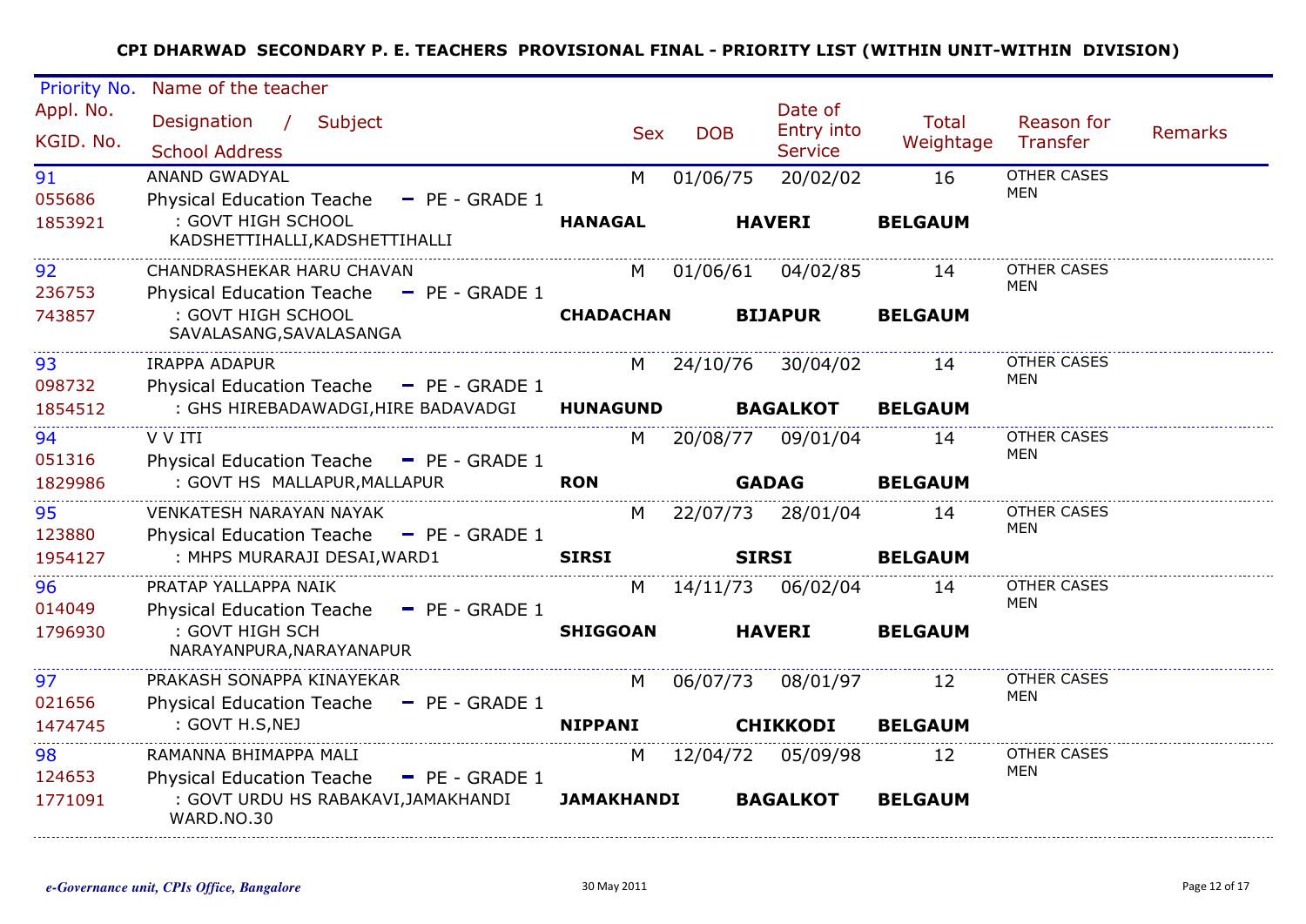**CPI DHARWAD SECONDARY P. E. TEACHERS PROVISIONAL FINAL - PRIORITY LIST (WITHIN UNIT-WITHIN DIVISION)**

| Priority No. / Appl. No. / KGID. No. | Name of the teacher / Designation / Subject / School Address | Sex | DOB | Date of Entry into Service | Total Weightage | Reason for Transfer | Remarks |
|---|---|---|---|---|---|---|---|
| 91<br>055686<br>1853921 | ANAND GWADYAL<br>Physical Education Teache - PE - GRADE 1<br>: GOVT HIGH SCHOOL KADSHETTIHALLI,KADSHETTIHALLI<br>**HANAGAL** **HAVERI** **BELGAUM** | M | 01/06/75 | 20/02/02 | 16 | OTHER CASES MEN | |
| 92<br>236753<br>743857 | CHANDRASHEKAR HARU CHAVAN<br>Physical Education Teache - PE - GRADE 1<br>: GOVT HIGH SCHOOL SAVALASANG,SAVALASANGA<br>**CHADACHAN** **BIJAPUR** **BELGAUM** | M | 01/06/61 | 04/02/85 | 14 | OTHER CASES MEN | |
| 93<br>098732<br>1854512 | IRAPPA ADAPUR<br>Physical Education Teache - PE - GRADE 1<br>: GHS HIREBADAWADGI,HIRE BADAVADGI<br>**HUNAGUND** **BAGALKOT** **BELGAUM** | M | 24/10/76 | 30/04/02 | 14 | OTHER CASES MEN | |
| 94<br>051316<br>1829986 | V V ITI<br>Physical Education Teache - PE - GRADE 1<br>: GOVT HS MALLAPUR,MALLAPUR<br>**RON** **GADAG** **BELGAUM** | M | 20/08/77 | 09/01/04 | 14 | OTHER CASES MEN | |
| 95<br>123880<br>1954127 | VENKATESH NARAYAN NAYAK<br>Physical Education Teache - PE - GRADE 1<br>: MHPS MURARAJI DESAI,WARD1<br>**SIRSI** **SIRSI** **BELGAUM** | M | 22/07/73 | 28/01/04 | 14 | OTHER CASES MEN | |
| 96<br>014049<br>1796930 | PRATAP YALLAPPA NAIK<br>Physical Education Teache - PE - GRADE 1<br>: GOVT HIGH SCH NARAYANPURA,NARAYANAPUR<br>**SHIGGOAN** **HAVERI** **BELGAUM** | M | 14/11/73 | 06/02/04 | 14 | OTHER CASES MEN | |
| 97<br>021656<br>1474745 | PRAKASH SONAPPA KINAYEKAR<br>Physical Education Teache - PE - GRADE 1<br>: GOVT H.S,NEJ<br>**NIPPANI** **CHIKKODI** **BELGAUM** | M | 06/07/73 | 08/01/97 | 12 | OTHER CASES MEN | |
| 98<br>124653<br>1771091 | RAMANNA BHIMAPPA MALI<br>Physical Education Teache - PE - GRADE 1<br>: GOVT URDU HS RABAKAVI,JAMAKHANDI WARD.NO.30<br>**JAMAKHANDI** **BAGALKOT** **BELGAUM** | M | 12/04/72 | 05/09/98 | 12 | OTHER CASES MEN | |

*e-Governance unit, CPIs Office, Bangalore* 30 May 2011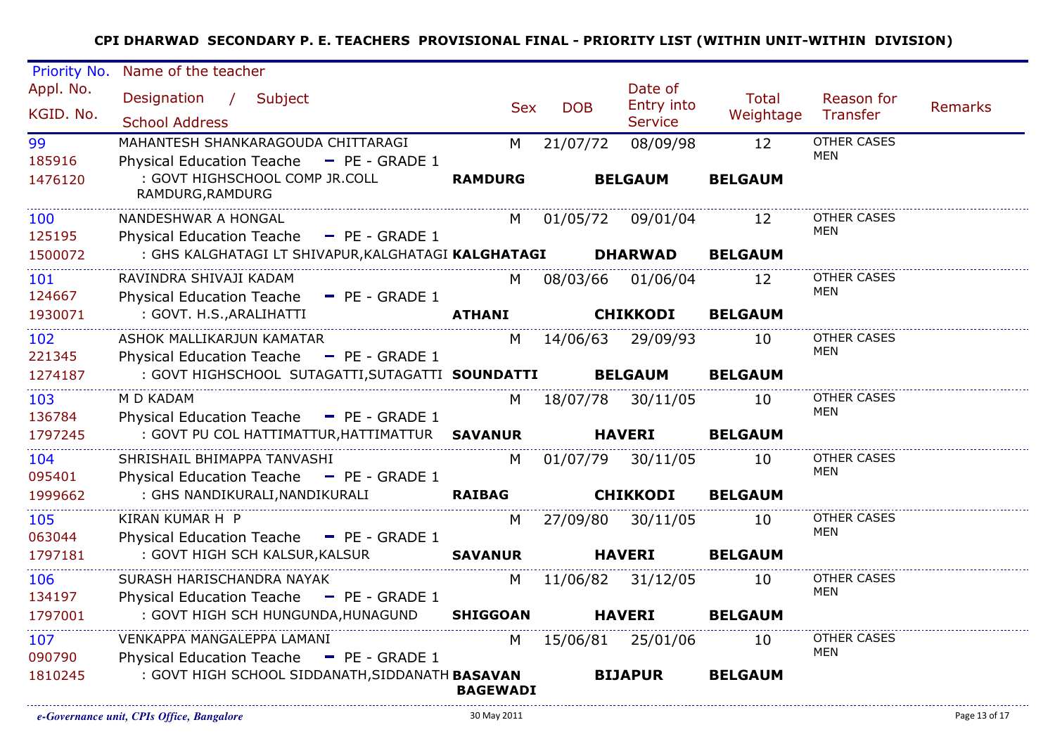**CPI DHARWAD SECONDARY P. E. TEACHERS PROVISIONAL FINAL - PRIORITY LIST (WITHIN UNIT-WITHIN DIVISION)**

| Priority No. / Appl. No. / KGID. No. | Name of the teacher / Designation / Subject / School Address | | Sex | DOB | Date of Entry into Service | Total Weightage | Reason for Transfer | Remarks |
|---|---|---|---|---|---|---|---|---|
| 99 / 185916 / 1476120 | MAHANTESH SHANKARAGOUDA CHITTARAGI / Physical Education Teache - PE - GRADE 1 / : GOVT HIGHSCHOOL COMP JR.COLL RAMDURG,RAMDURG | RAMDURG | M | 21/07/72 | 08/09/98 BELGAUM | 12 BELGAUM | OTHER CASES MEN | |
| 100 / 125195 / 1500072 | NANDESHWAR A HONGAL / Physical Education Teache - PE - GRADE 1 / : GHS KALGHATAGI LT SHIVAPUR,KALGHATAGI | KALGHATAGI | M | 01/05/72 | 09/01/04 DHARWAD | 12 BELGAUM | OTHER CASES MEN | |
| 101 / 124667 / 1930071 | RAVINDRA SHIVAJI KADAM / Physical Education Teache - PE - GRADE 1 / : GOVT. H.S.,ARALIHATTI | ATHANI | M | 08/03/66 | 01/06/04 CHIKKODI | 12 BELGAUM | OTHER CASES MEN | |
| 102 / 221345 / 1274187 | ASHOK MALLIKARJUN KAMATAR / Physical Education Teache - PE - GRADE 1 / : GOVT HIGHSCHOOL SUTAGATTI,SUTAGATTI | SOUNDATTI | M | 14/06/63 | 29/09/93 BELGAUM | 10 BELGAUM | OTHER CASES MEN | |
| 103 / 136784 / 1797245 | M D KADAM / Physical Education Teache - PE - GRADE 1 / : GOVT PU COL HATTIMATTUR,HATTIMATTUR | SAVANUR | M | 18/07/78 | 30/11/05 HAVERI | 10 BELGAUM | OTHER CASES MEN | |
| 104 / 095401 / 1999662 | SHRISHAIL BHIMAPPA TANVASHI / Physical Education Teache - PE - GRADE 1 / : GHS NANDIKURALI,NANDIKURALI | RAIBAG | M | 01/07/79 | 30/11/05 CHIKKODI | 10 BELGAUM | OTHER CASES MEN | |
| 105 / 063044 / 1797181 | KIRAN KUMAR H P / Physical Education Teache - PE - GRADE 1 / : GOVT HIGH SCH KALSUR,KALSUR | SAVANUR | M | 27/09/80 | 30/11/05 HAVERI | 10 BELGAUM | OTHER CASES MEN | |
| 106 / 134197 / 1797001 | SURASH HARISCHANDRA NAYAK / Physical Education Teache - PE - GRADE 1 / : GOVT HIGH SCH HUNGUNDA,HUNAGUND | SHIGGOAN | M | 11/06/82 | 31/12/05 HAVERI | 10 BELGAUM | OTHER CASES MEN | |
| 107 / 090790 / 1810245 | VENKAPPA MANGALEPPA LAMANI / Physical Education Teache - PE - GRADE 1 / : GOVT HIGH SCHOOL SIDDANATH,SIDDANATH | BASAVAN BAGEWADI | M | 15/06/81 | 25/01/06 BIJAPUR | 10 BELGAUM | OTHER CASES MEN | |

*e-Governance unit, CPIs Office, Bangalore* — 30 May 2011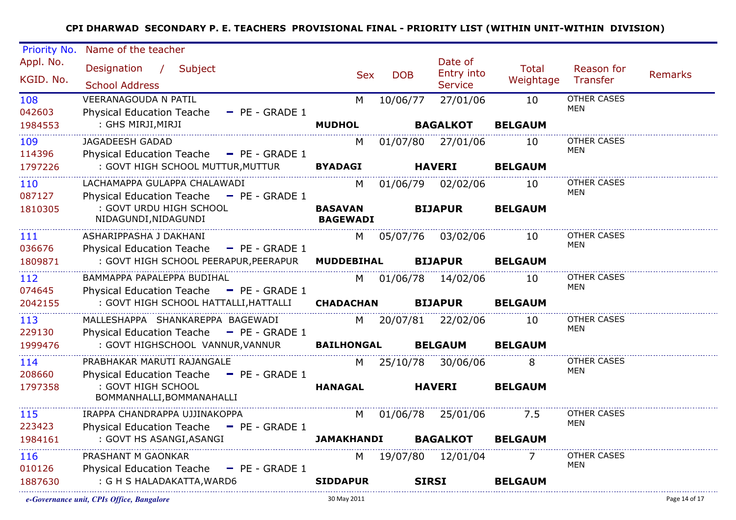**CPI DHARWAD SECONDARY P. E. TEACHERS PROVISIONAL FINAL - PRIORITY LIST (WITHIN UNIT-WITHIN DIVISION)**

| Priority No. / Appl. No. / KGID. No. | Name of the teacher / Designation / Subject / School Address | Sex | DOB | Date of Entry into Service | Total Weightage | Reason for Transfer | Remarks |
|---|---|---|---|---|---|---|---|
| 108<br>042603<br>1984553 | VEERANAGOUDA N PATIL<br>Physical Education Teache - PE - GRADE 1<br>: GHS MIRJI,MIRJI<br>**MUDHOL** **BAGALKOT** **BELGAUM** | M | 10/06/77 | 27/01/06 | 10 | OTHER CASES MEN | |
| 109<br>114396<br>1797226 | JAGADEESH GADAD<br>Physical Education Teache - PE - GRADE 1<br>: GOVT HIGH SCHOOL MUTTUR,MUTTUR<br>**BYADAGI** **HAVERI** **BELGAUM** | M | 01/07/80 | 27/01/06 | 10 | OTHER CASES MEN | |
| 110<br>087127<br>1810305 | LACHAMAPPA GULAPPA CHALAWADI<br>Physical Education Teache - PE - GRADE 1<br>: GOVT URDU HIGH SCHOOL NIDAGUNDI,NIDAGUNDI<br>**BASAVAN BAGEWADI** **BIJAPUR** **BELGAUM** | M | 01/06/79 | 02/02/06 | 10 | OTHER CASES MEN | |
| 111<br>036676<br>1809871 | ASHARIPPASHA J DAKHANI<br>Physical Education Teache - PE - GRADE 1<br>: GOVT HIGH SCHOOL PEERAPUR,PEERAPUR<br>**MUDDEBIHAL** **BIJAPUR** **BELGAUM** | M | 05/07/76 | 03/02/06 | 10 | OTHER CASES MEN | |
| 112<br>074645<br>2042155 | BAMMAPPA PAPALEPPA BUDIHAL<br>Physical Education Teache - PE - GRADE 1<br>: GOVT HIGH SCHOOL HATTALLI,HATTALLI<br>**CHADACHAN** **BIJAPUR** **BELGAUM** | M | 01/06/78 | 14/02/06 | 10 | OTHER CASES MEN | |
| 113<br>229130<br>1999476 | MALLESHAPPA SHANKAREPPA BAGEWADI<br>Physical Education Teache - PE - GRADE 1<br>: GOVT HIGHSCHOOL VANNUR,VANNUR<br>**BAILHONGAL** **BELGAUM** **BELGAUM** | M | 20/07/81 | 22/02/06 | 10 | OTHER CASES MEN | |
| 114<br>208660<br>1797358 | PRABHAKAR MARUTI RAJANGALE<br>Physical Education Teache - PE - GRADE 1<br>: GOVT HIGH SCHOOL BOMMANHALLI,BOMMANAHALLI<br>**HANAGAL** **HAVERI** **BELGAUM** | M | 25/10/78 | 30/06/06 | 8 | OTHER CASES MEN | |
| 115<br>223423<br>1984161 | IRAPPA CHANDRAPPA UJJINAKOPPA<br>Physical Education Teache - PE - GRADE 1<br>: GOVT HS ASANGI,ASANGI<br>**JAMAKHANDI** **BAGALKOT** **BELGAUM** | M | 01/06/78 | 25/01/06 | 7.5 | OTHER CASES MEN | |
| 116<br>010126<br>1887630 | PRASHANT M GAONKAR<br>Physical Education Teache - PE - GRADE 1<br>: G H S HALADAKATTA,WARD6<br>**SIDDAPUR** **SIRSI** **BELGAUM** | M | 19/07/80 | 12/01/04 | 7 | OTHER CASES MEN | |

*e-Governance unit, CPIs Office, Bangalore* 30 May 2011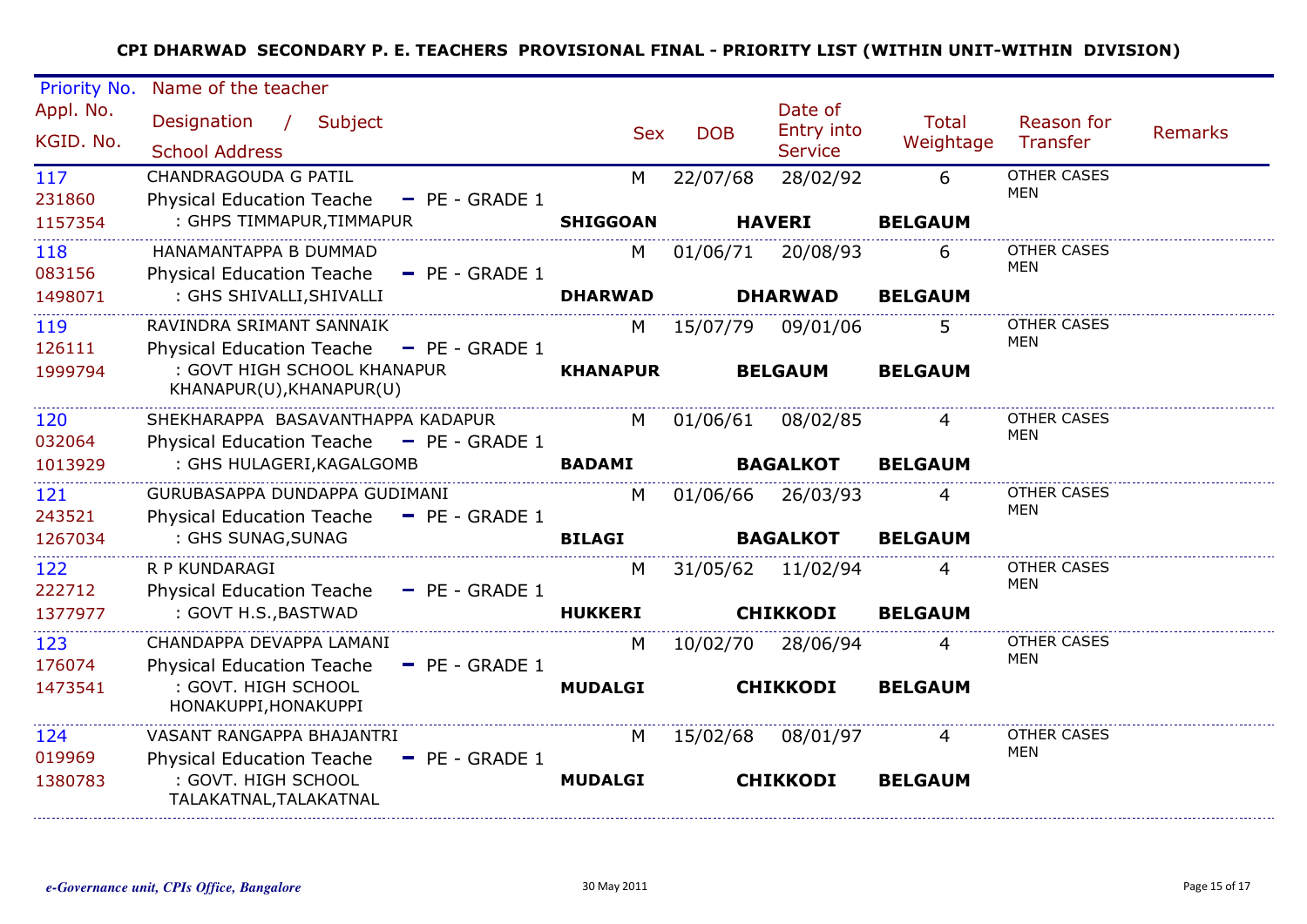**CPI DHARWAD SECONDARY P. E. TEACHERS PROVISIONAL FINAL - PRIORITY LIST (WITHIN UNIT-WITHIN DIVISION)**

| Priority No. / Appl. No. / KGID. No. | Name of the teacher / Designation / Subject / School Address | Sex | DOB | Date of Entry into Service | Total Weightage | Reason for Transfer | Remarks |
|---|---|---|---|---|---|---|---|
| 117 / 231860 / 1157354 | CHANDRAGOUDA G PATIL / Physical Education Teache - PE - GRADE 1 / : GHPS TIMMAPUR,TIMMAPUR / **SHIGGOAN** **HAVERI** **BELGAUM** | M | 22/07/68 | 28/02/92 | 6 | OTHER CASES MEN | |
| 118 / 083156 / 1498071 | HANAMANTAPPA B DUMMAD / Physical Education Teache - PE - GRADE 1 / : GHS SHIVALLI,SHIVALLI / **DHARWAD** **DHARWAD** **BELGAUM** | M | 01/06/71 | 20/08/93 | 6 | OTHER CASES MEN | |
| 119 / 126111 / 1999794 | RAVINDRA SRIMANT SANNAIK / Physical Education Teache - PE - GRADE 1 / : GOVT HIGH SCHOOL KHANAPUR KHANAPUR(U),KHANAPUR(U) / **KHANAPUR** **BELGAUM** **BELGAUM** | M | 15/07/79 | 09/01/06 | 5 | OTHER CASES MEN | |
| 120 / 032064 / 1013929 | SHEKHARAPPA BASAVANTHAPPA KADAPUR / Physical Education Teache - PE - GRADE 1 / : GHS HULAGERI,KAGALGOMB / **BADAMI** **BAGALKOT** **BELGAUM** | M | 01/06/61 | 08/02/85 | 4 | OTHER CASES MEN | |
| 121 / 243521 / 1267034 | GURUBASAPPA DUNDAPPA GUDIMANI / Physical Education Teache - PE - GRADE 1 / : GHS SUNAG,SUNAG / **BILAGI** **BAGALKOT** **BELGAUM** | M | 01/06/66 | 26/03/93 | 4 | OTHER CASES MEN | |
| 122 / 222712 / 1377977 | R P KUNDARAGI / Physical Education Teache - PE - GRADE 1 / : GOVT H.S.,BASTWAD / **HUKKERI** **CHIKKODI** **BELGAUM** | M | 31/05/62 | 11/02/94 | 4 | OTHER CASES MEN | |
| 123 / 176074 / 1473541 | CHANDAPPA DEVAPPA LAMANI / Physical Education Teache - PE - GRADE 1 / : GOVT. HIGH SCHOOL HONAKUPPI,HONAKUPPI / **MUDALGI** **CHIKKODI** **BELGAUM** | M | 10/02/70 | 28/06/94 | 4 | OTHER CASES MEN | |
| 124 / 019969 / 1380783 | VASANT RANGAPPA BHAJANTRI / Physical Education Teache - PE - GRADE 1 / : GOVT. HIGH SCHOOL TALAKATNAL,TALAKATNAL / **MUDALGI** **CHIKKODI** **BELGAUM** | M | 15/02/68 | 08/01/97 | 4 | OTHER CASES MEN | |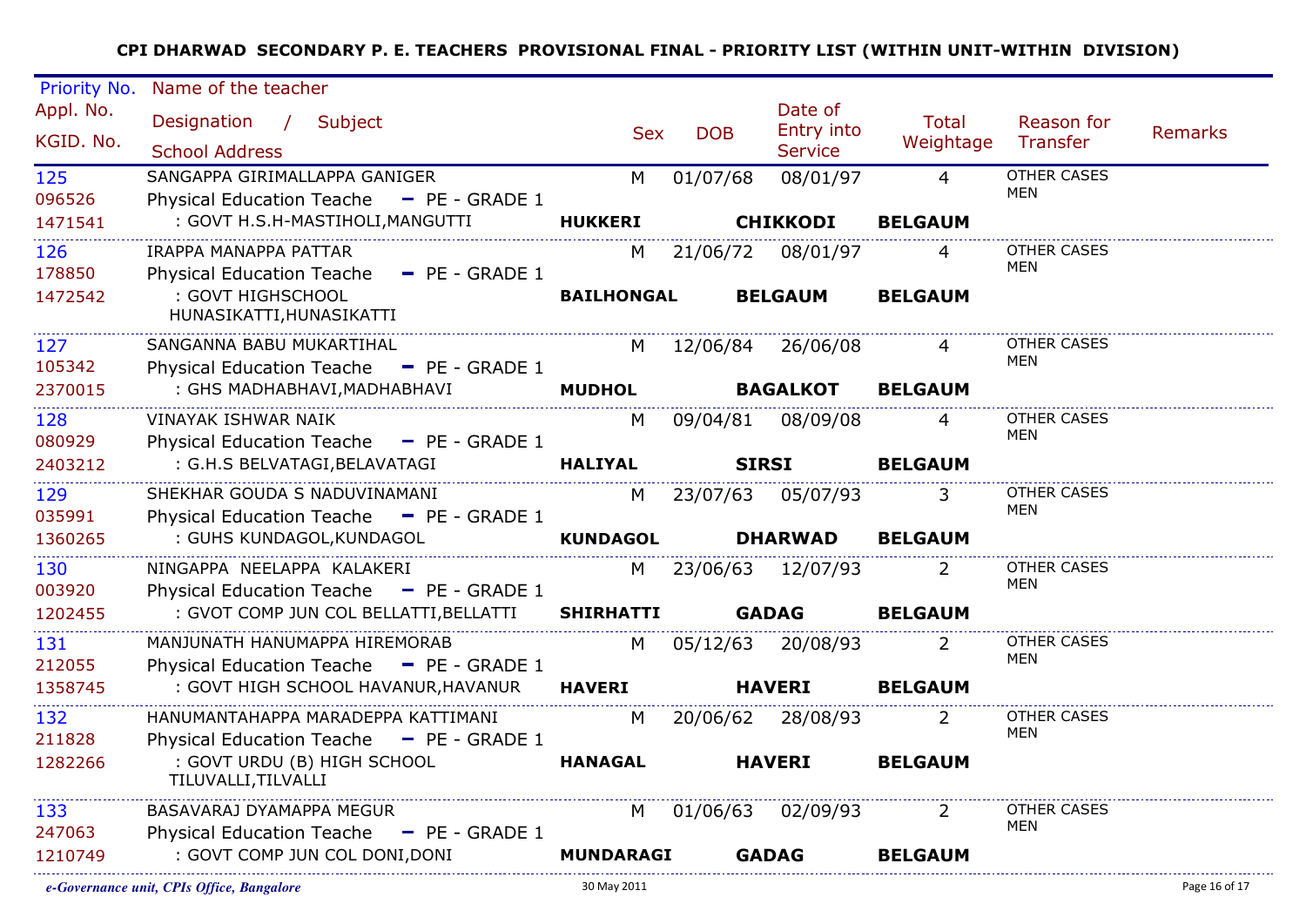**CPI DHARWAD SECONDARY P. E. TEACHERS PROVISIONAL FINAL - PRIORITY LIST (WITHIN UNIT-WITHIN DIVISION)**

| Priority No. / Appl. No. / KGID. No. | Name of the teacher / Designation / Subject / School Address | Sex | DOB | Date of Entry into Service | Total Weightage | Reason for Transfer | Remarks |
|---|---|---|---|---|---|---|---|
| 125 / 096526 / 1471541 | SANGAPPA GIRIMALLAPPA GANIGER / Physical Education Teache - PE - GRADE 1 / : GOVT H.S.H-MASTIHOLI,MANGUTTI / **HUKKERI** **CHIKKODI** **BELGAUM** | M | 01/07/68 | 08/01/97 | 4 | OTHER CASES MEN | |
| 126 / 178850 / 1472542 | IRAPPA MANAPPA PATTAR / Physical Education Teache - PE - GRADE 1 / : GOVT HIGHSCHOOL HUNASIKATTI,HUNASIKATTI / **BAILHONGAL** **BELGAUM** **BELGAUM** | M | 21/06/72 | 08/01/97 | 4 | OTHER CASES MEN | |
| 127 / 105342 / 2370015 | SANGANNA BABU MUKARTIHAL / Physical Education Teache - PE - GRADE 1 / : GHS MADHABHAVI,MADHABHAVI / **MUDHOL** **BAGALKOT** **BELGAUM** | M | 12/06/84 | 26/06/08 | 4 | OTHER CASES MEN | |
| 128 / 080929 / 2403212 | VINAYAK ISHWAR NAIK / Physical Education Teache - PE - GRADE 1 / : G.H.S BELVATAGI,BELAVATAGI / **HALIYAL** **SIRSI** **BELGAUM** | M | 09/04/81 | 08/09/08 | 4 | OTHER CASES MEN | |
| 129 / 035991 / 1360265 | SHEKHAR GOUDA S NADUVINAMANI / Physical Education Teache - PE - GRADE 1 / : GUHS KUNDAGOL,KUNDAGOL / **KUNDAGOL** **DHARWAD** **BELGAUM** | M | 23/07/63 | 05/07/93 | 3 | OTHER CASES MEN | |
| 130 / 003920 / 1202455 | NINGAPPA NEELAPPA KALAKERI / Physical Education Teache - PE - GRADE 1 / : GVOT COMP JUN COL BELLATTI,BELLATTI / **SHIRHATTI** **GADAG** **BELGAUM** | M | 23/06/63 | 12/07/93 | 2 | OTHER CASES MEN | |
| 131 / 212055 / 1358745 | MANJUNATH HANUMAPPA HIREMORAB / Physical Education Teache - PE - GRADE 1 / : GOVT HIGH SCHOOL HAVANUR,HAVANUR / **HAVERI** **HAVERI** **BELGAUM** | M | 05/12/63 | 20/08/93 | 2 | OTHER CASES MEN | |
| 132 / 211828 / 1282266 | HANUMANTAHAPPA MARADEPPA KATTIMANI / Physical Education Teache - PE - GRADE 1 / : GOVT URDU (B) HIGH SCHOOL TILUVALLI,TILVALLI / **HANAGAL** **HAVERI** **BELGAUM** | M | 20/06/62 | 28/08/93 | 2 | OTHER CASES MEN | |
| 133 / 247063 / 1210749 | BASAVARAJ DYAMAPPA MEGUR / Physical Education Teache - PE - GRADE 1 / : GOVT COMP JUN COL DONI,DONI / **MUNDARAGI** **GADAG** **BELGAUM** | M | 01/06/63 | 02/09/93 | 2 | OTHER CASES MEN | |

*e-Governance unit, CPIs Office, Bangalore* 30 May 2011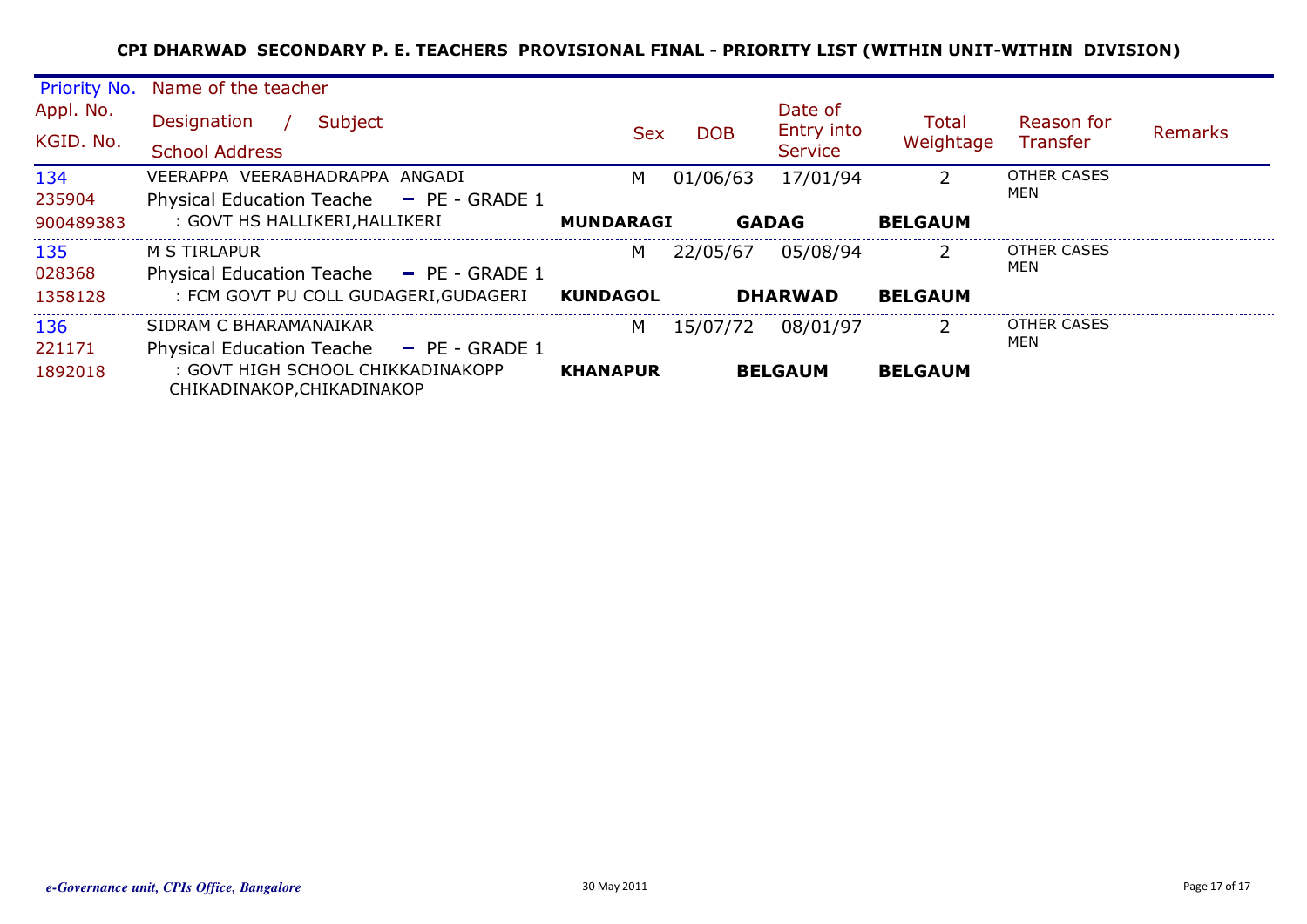**CPI DHARWAD SECONDARY P. E. TEACHERS PROVISIONAL FINAL - PRIORITY LIST (WITHIN UNIT-WITHIN DIVISION)**

| Priority No. / Appl. No. / KGID. No. | Name of the teacher / Designation / Subject / School Address | Sex | DOB | Date of Entry into Service | Total Weightage | Reason for Transfer | Remarks |
|---|---|---|---|---|---|---|---|
| 134 / 235904 / 900489383 | VEERAPPA VEERABHADRAPPA ANGADI / Physical Education Teache - PE - GRADE 1 / : GOVT HS HALLIKERI,HALLIKERI | M | 01/06/63 | 17/01/94 | 2 | OTHER CASES MEN | |
| | | **MUNDARAGI** | | **GADAG** | **BELGAUM** | | |
| 135 / 028368 / 1358128 | M S TIRLAPUR / Physical Education Teache - PE - GRADE 1 / : FCM GOVT PU COLL GUDAGERI,GUDAGERI | M | 22/05/67 | 05/08/94 | 2 | OTHER CASES MEN | |
| | | **KUNDAGOL** | | **DHARWAD** | **BELGAUM** | | |
| 136 / 221171 / 1892018 | SIDRAM C BHARAMANAIKAR / Physical Education Teache - PE - GRADE 1 / : GOVT HIGH SCHOOL CHIKKADINAKOPP CHIKADINAKOP,CHIKADINAKOP | M | 15/07/72 | 08/01/97 | 2 | OTHER CASES MEN | |
| | | **KHANAPUR** | | **BELGAUM** | **BELGAUM** | | |

*e-Governance unit, CPIs Office, Bangalore*

30 May 2011